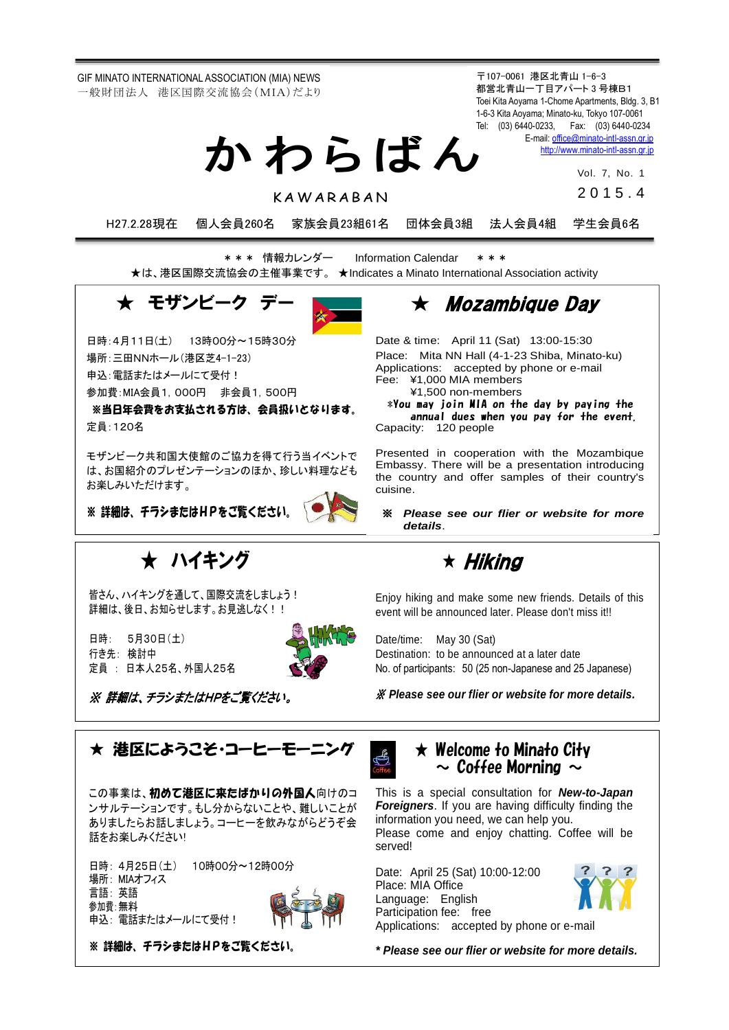GIF MINATO INTERNATIONAL ASSOCIATION (MIA) NEWS
一般財団法人　港区国際交流協会（MIA）だより

〒107-0061 港区北青山 1-6-3
都営北青山一丁目アパート３号棟B1
Toei Kita Aoyama 1-Chome Apartments, Bldg. 3, B1
1-6-3 Kita Aoyama; Minato-ku, Tokyo 107-0061
Tel: (03) 6440-0233, Fax: (03) 6440-0234
E-mail: office@minato-intl-assn.gr.jp
http://www.minato-intl-assn.gr.jp

# かわらばん

KAWARABAN

Vol. 7, No. 1
2015.4

H27.2.28現在　個人会員260名　家族会員23組61名　団体会員3組　法人会員4組　学生会員6名

＊＊＊ 情報カレンダー　Information Calendar ＊＊＊
★は、港区国際交流協会の主催事業です。 ★Indicates a Minato International Association activity

## ★ モザンビーク デー

日時：4月11日(土)　13時00分～15時30分
場所：三田NNホール（港区芝4-1-23）
申込：電話またはメールにて受付！
参加費：MIA会員1，000円　非会員1，500円
**※当日年会費をお支払される方は、会員扱いとなります。**
定員：120名

モザンビーク共和国大使館のご協力を得て行う当イベントでは、お国紹介のプレゼンテーションのほか、珍しい料理なども お楽しみいただけます。

**※ 詳細は、チラシまたはHPをご覧ください。**

## ★ Mozambique Day

Date & time: April 11 (Sat) 13:00-15:30
Place: Mita NN Hall (4-1-23 Shiba, Minato-ku)
Applications: accepted by phone or e-mail
Fee: ¥1,000 MIA members
¥1,500 non-members
***You may join MIA on the day by paying the annual dues when you pay for the event.**
Capacity: 120 people

Presented in cooperation with the Mozambique Embassy. There will be a presentation introducing the country and offer samples of their country's cuisine.

※ ***Please see our flier or website for more details.***

## ★ ハイキング

皆さん、ハイキングを通して、国際交流をしましょう！
詳細は、後日、お知らせします。お見逃しなく！！

日時：　5月30日（土）
行き先：検討中
定員　：日本人25名、外国人25名

***※ 詳細は、チラシまたはHPをご覧ください。***

## ★ Hiking

Enjoy hiking and make some new friends. Details of this event will be announced later. Please don't miss it!!

Date/time: May 30 (Sat)
Destination: to be announced at a later date
No. of participants: 50 (25 non-Japanese and 25 Japanese)

***※ Please see our flier or website for more details.***

## ★ 港区にようこそ・コーヒーモーニング

この事業は、**初めて港区に来たばかりの外国人**向けのコンサルテーションです。もし分からないことや、難しいことがありましたらお話しましょう。コーヒーを飲みながらどうぞ会話をお楽しみください!

日時：4月25日（土）　10時00分～12時00分
場所：MIAオフィス
言語：英語
参加費：無料
申込：電話またはメールにて受付！

**※ 詳細は、チラシまたはHPをご覧ください。**

## ★ Welcome to Minato City ～ Coffee Morning ～

This is a special consultation for ***New-to-Japan Foreigners***. If you are having difficulty finding the information you need, we can help you.
Please come and enjoy chatting. Coffee will be served!

Date: April 25 (Sat) 10:00-12:00
Place: MIA Office
Language: English
Participation fee: free
Applications: accepted by phone or e-mail

***\* Please see our flier or website for more details.***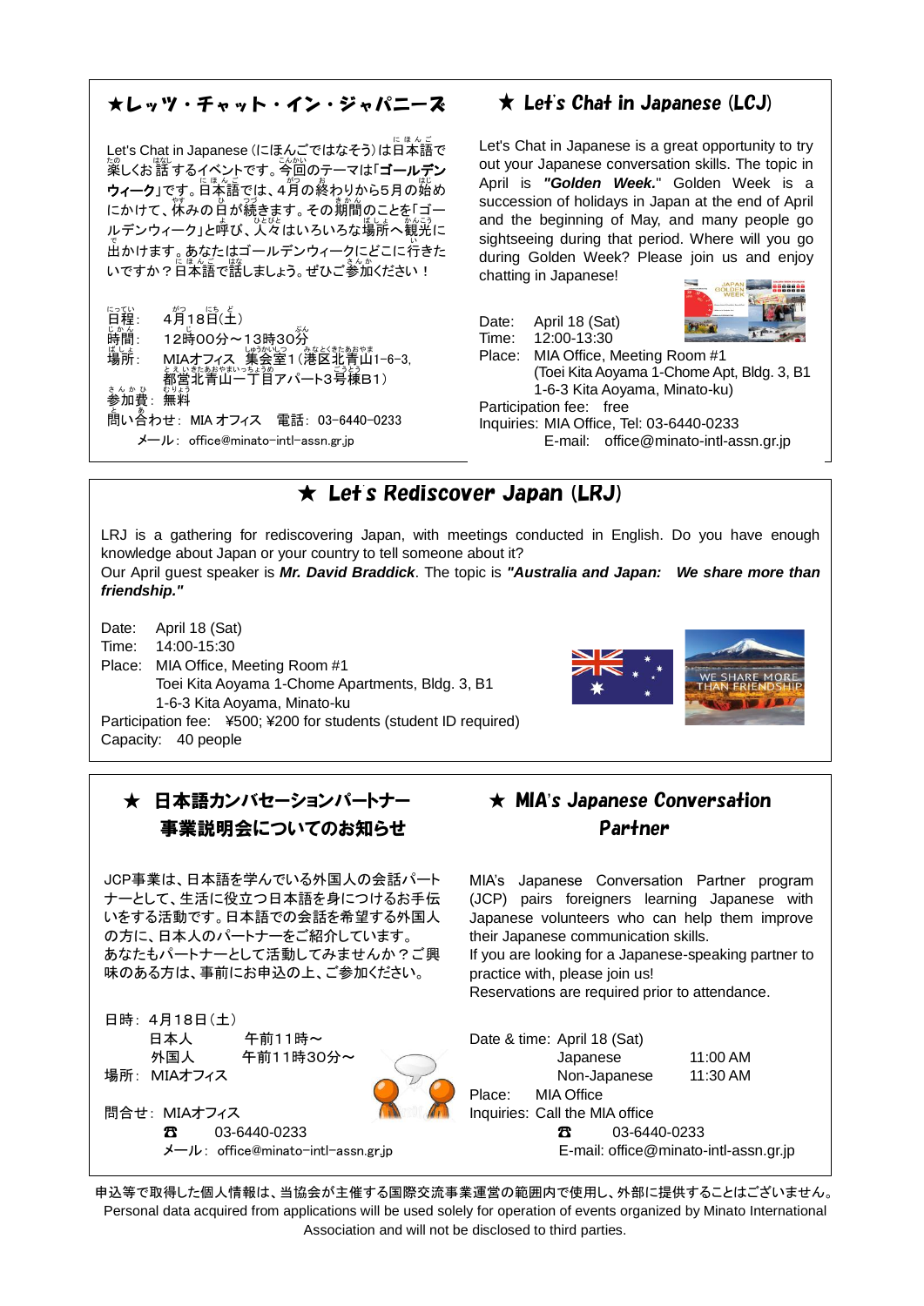## ★レッツ・チャット・イン・ジャパニーズ

Let's Chat in Japanese (にほんごではなそう)は日本語で楽しくお話するイベントです。今回のテーマは「**ゴールデンウィーク**」です。日本語では、4月の終わりから5月の始めにかけて、休みの日が続きます。その期間のことを「ゴールデンウィーク」と呼び、人々はいろいろな場所へ観光に出かけます。あなたはゴールデンウィークにどこに行きたいですか？日本語で話しましょう。ぜひご参加ください！

日程：　4月18日(土)
時間：　12時00分～13時30分
場所：　MIAオフィス　集会室1（港区北青山1-6-3、都営北青山一丁目アパート3号棟B1）
参加費：無料
問い合わせ：MIA オフィス　電話：03-6440-0233
メール：office@minato-intl-assn.gr.jp

## ★ Let's Chat in Japanese (LCJ)

Let's Chat in Japanese is a great opportunity to try out your Japanese conversation skills. The topic in April is ***"Golden Week."*** Golden Week is a succession of holidays in Japan at the end of April and the beginning of May, and many people go sightseeing during that period. Where will you go during Golden Week? Please join us and enjoy chatting in Japanese!

Date: April 18 (Sat)
Time: 12:00-13:30
Place: MIA Office, Meeting Room #1
(Toei Kita Aoyama 1-Chome Apt, Bldg. 3, B1
1-6-3 Kita Aoyama, Minato-ku)
Participation fee: free
Inquiries: MIA Office, Tel: 03-6440-0233
E-mail: office@minato-intl-assn.gr.jp

## ★ Let's Rediscover Japan (LRJ)

LRJ is a gathering for rediscovering Japan, with meetings conducted in English. Do you have enough knowledge about Japan or your country to tell someone about it?
Our April guest speaker is ***Mr. David Braddick***. The topic is ***"Australia and Japan: We share more than friendship."***

Date: April 18 (Sat)
Time: 14:00-15:30
Place: MIA Office, Meeting Room #1
Toei Kita Aoyama 1-Chome Apartments, Bldg. 3, B1
1-6-3 Kita Aoyama, Minato-ku
Participation fee: ¥500; ¥200 for students (student ID required)
Capacity: 40 people

## ★ 日本語カンバセーションパートナー事業説明会についてのお知らせ

JCP事業は、日本語を学んでいる外国人の会話パートナーとして、生活に役立つ日本語を身につけるお手伝いをする活動です。日本語での会話を希望する外国人の方に、日本人のパートナーをご紹介しています。
あなたもパートナーとして活動してみませんか？ご興味のある方は、事前にお申込の上、ご参加ください。

日時：4月18日(土)
日本人　午前11時～
外国人　午前11時30分～
場所：MIAオフィス

問合せ：MIAオフィス
☎ 03-6440-0233
メール：office@minato-intl-assn.gr.jp

## ★ MIA's Japanese Conversation Partner

MIA's Japanese Conversation Partner program (JCP) pairs foreigners learning Japanese with Japanese volunteers who can help them improve their Japanese communication skills.
If you are looking for a Japanese-speaking partner to practice with, please join us!
Reservations are required prior to attendance.

Date & time: April 18 (Sat)
Japanese 11:00 AM
Non-Japanese 11:30 AM
Place: MIA Office
Inquiries: Call the MIA office
☎ 03-6440-0233
E-mail: office@minato-intl-assn.gr.jp

申込等で取得した個人情報は、当協会が主催する国際交流事業運営の範囲内で使用し、外部に提供することはございません。
Personal data acquired from applications will be used solely for operation of events organized by Minato International Association and will not be disclosed to third parties.